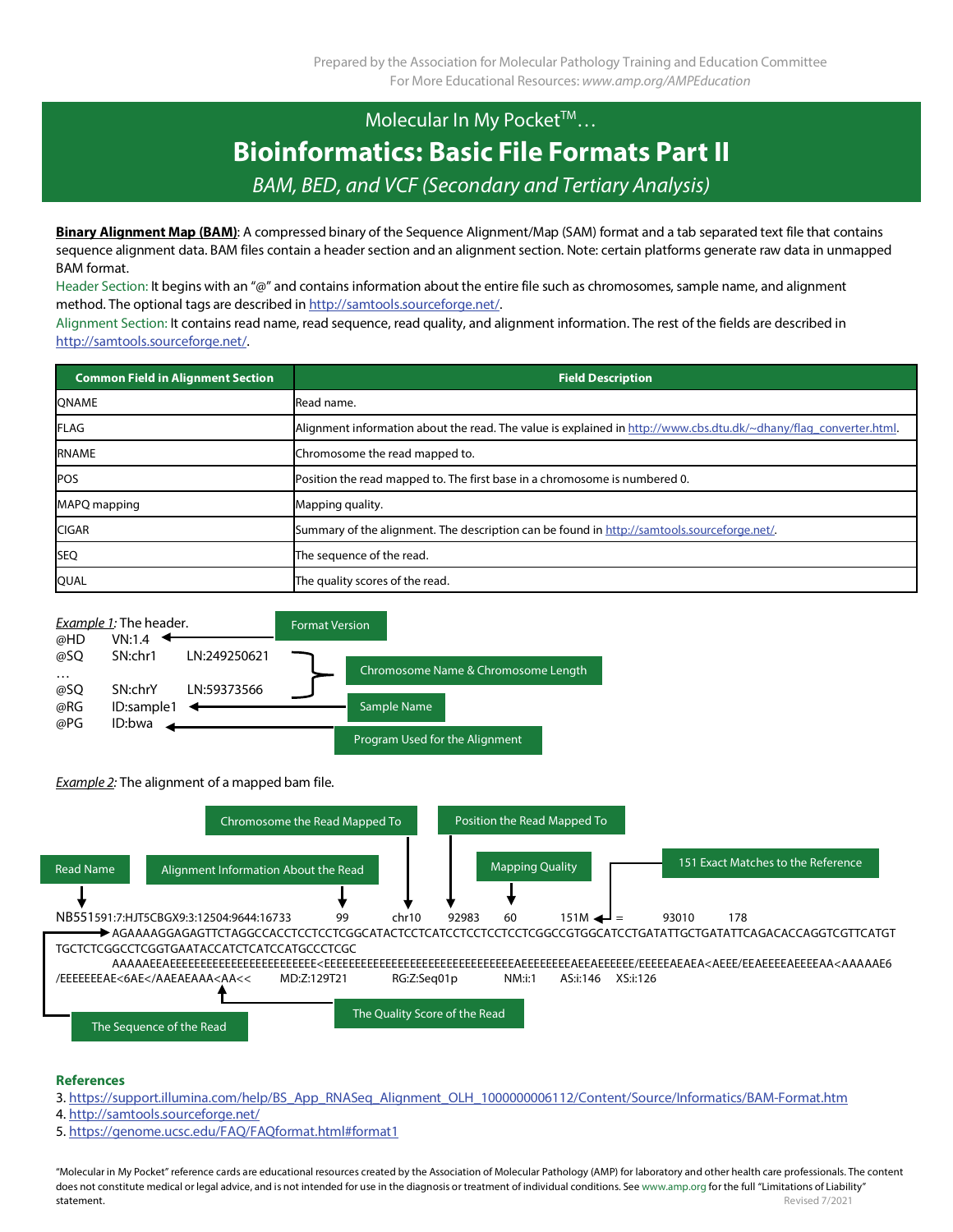Prepared by the Association for Molecular Pathology Training and Education Committee
For More Educational Resources: *www.amp.org/AMPEducation*

# Molecular In My Pocket™… Bioinformatics: Basic File Formats Part II

## *BAM, BED, and VCF (Secondary and Tertiary Analysis)*

**Binary Alignment Map (BAM)**: A compressed binary of the Sequence Alignment/Map (SAM) format and a tab separated text file that contains sequence alignment data. BAM files contain a header section and an alignment section. Note: certain platforms generate raw data in unmapped BAM format.

Header Section: It begins with an "@" and contains information about the entire file such as chromosomes, sample name, and alignment method. The optional tags are described in http://samtools.sourceforge.net/.

Alignment Section: It contains read name, read sequence, read quality, and alignment information. The rest of the fields are described in http://samtools.sourceforge.net/.

| Common Field in Alignment Section | Field Description |
|---|---|
| QNAME | Read name. |
| FLAG | Alignment information about the read. The value is explained in http://www.cbs.dtu.dk/~dhany/flag_converter.html. |
| RNAME | Chromosome the read mapped to. |
| POS | Position the read mapped to. The first base in a chromosome is numbered 0. |
| MAPQ mapping | Mapping quality. |
| CIGAR | Summary of the alignment. The description can be found in http://samtools.sourceforge.net/. |
| SEQ | The sequence of the read. |
| QUAL | The quality scores of the read. |

*Example 1:* The header.

```
@HD     VN:1.4                  <- Format Version
@SQ     SN:chr1     LN:249250621  } Chromosome Name & Chromosome Length
…                                 }
@SQ     SN:chrY     LN:59373566   }
@RG     ID:sample1              <- Sample Name
@PG     ID:bwa                  <- Program Used for the Alignment
```

*Example 2:* The alignment of a mapped bam file.

Labels: Read Name; Alignment Information About the Read; Chromosome the Read Mapped To; Position the Read Mapped To; Mapping Quality; 151 Exact Matches to the Reference; The Sequence of the Read; The Quality Score of the Read

```
NB551591:7:HJT5CBGX9:3:12504:9644:16733    99    chr10    92983    60    151M    =    93010    178
AGAAAAGGAGAGTTCTAGGCCACCTCCTCCTCGGCATACTCCTCATCCTCCTCCTCCTCGGCCGTGGCATCCTGATATTGCTGATATTCAGACACCAGGTCGTTCATGT
TGCTCTCGGCCTCGGTGAATACCATCTCATCCATGCCCTCGC
AAAAAEEAEEEEEEEEEEEEEEEEEEEEEEEEE<EEEEEEEEEEEEEEEEEEEEEEEEEEEEEEEEAEEEEEEEEAEEAEEEEEE/EEEEEAEAEA<AEEE/EEAEEEEEAEEEEEAA<AAAAAE6
/EEEEEEEAE<6AE</AAEAEAAA<AA<<    MD:Z:129T21    RG:Z:Seq01p    NM:i:1    AS:i:146    XS:i:126
```

### References

3. https://support.illumina.com/help/BS_App_RNASeq_Alignment_OLH_1000000006112/Content/Source/Informatics/BAM-Format.htm
4. http://samtools.sourceforge.net/
5. https://genome.ucsc.edu/FAQ/FAQformat.html#format1

"Molecular in My Pocket" reference cards are educational resources created by the Association of Molecular Pathology (AMP) for laboratory and other health care professionals. The content does not constitute medical or legal advice, and is not intended for use in the diagnosis or treatment of individual conditions. See www.amp.org for the full "Limitations of Liability" statement.

Revised 7/2021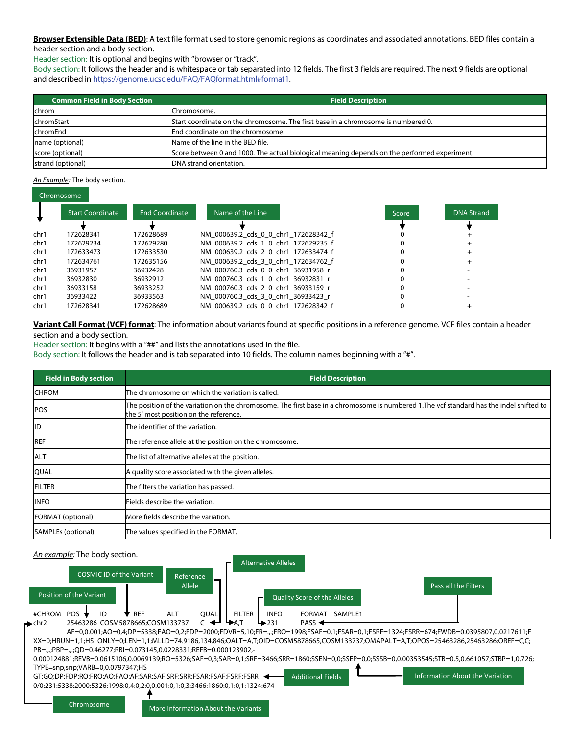**Browser Extensible Data (BED)**: A text file format used to store genomic regions as coordinates and associated annotations. BED files contain a header section and a body section.
Header section: It is optional and begins with "browser or "track".
Body section: It follows the header and is whitespace or tab separated into 12 fields. The first 3 fields are required. The next 9 fields are optional and described in https://genome.ucsc.edu/FAQ/FAQformat.html#format1.

| Common Field in Body Section | Field Description |
|---|---|
| chrom | Chromosome. |
| chromStart | Start coordinate on the chromosome. The first base in a chromosome is numbered 0. |
| chromEnd | End coordinate on the chromosome. |
| name (optional) | Name of the line in the BED file. |
| score (optional) | Score between 0 and 1000. The actual biological meaning depends on the performed experiment. |
| strand (optional) | DNA strand orientation. |

*An Example:* The body section.

| Chromosome | Start Coordinate | End Coordinate | Name of the Line | Score | DNA Strand |
|---|---|---|---|---|---|
| chr1 | 172628341 | 172628689 | NM_000639.2_cds_0_0_chr1_172628342_f | 0 | + |
| chr1 | 172629234 | 172629280 | NM_000639.2_cds_1_0_chr1_172629235_f | 0 | + |
| chr1 | 172633473 | 172633530 | NM_000639.2_cds_2_0_chr1_172633474_f | 0 | + |
| chr1 | 172634761 | 172635156 | NM_000639.2_cds_3_0_chr1_172634762_f | 0 | + |
| chr1 | 36931957 | 36932428 | NM_000760.3_cds_0_0_chr1_36931958_r | 0 | - |
| chr1 | 36932830 | 36932912 | NM_000760.3_cds_1_0_chr1_36932831_r | 0 | - |
| chr1 | 36933158 | 36933252 | NM_000760.3_cds_2_0_chr1_36933159_r | 0 | - |
| chr1 | 36933422 | 36933563 | NM_000760.3_cds_3_0_chr1_36933423_r | 0 | - |
| chr1 | 172628341 | 172628689 | NM_000639.2_cds_0_0_chr1_172628342_f | 0 | + |

**Variant Call Format (VCF) format**: The information about variants found at specific positions in a reference genome. VCF files contain a header section and a body section.
Header section: It begins with a "##" and lists the annotations used in the file.
Body section: It follows the header and is tab separated into 10 fields. The column names beginning with a "#".

| Field in Body section | Field Description |
|---|---|
| CHROM | The chromosome on which the variation is called. |
| POS | The position of the variation on the chromosome. The first base in a chromosome is numbered 1.The vcf standard has the indel shifted to the 5' most position on the reference. |
| ID | The identifier of the variation. |
| REF | The reference allele at the position on the chromosome. |
| ALT | The list of alternative alleles at the position. |
| QUAL | A quality score associated with the given alleles. |
| FILTER | The filters the variation has passed. |
| INFO | Fields describe the variation. |
| FORMAT (optional) | More fields describe the variation. |
| SAMPLEs (optional) | The values specified in the FORMAT. |

*An example:* The body section.

Labels: Chromosome; Position of the Variant; COSMIC ID of the Variant; Reference Allele; Alternative Alleles; Quality Score of the Alleles; Pass all the Filters; Information About the Variation; Additional Fields; More Information About the Variants

```
#CHROM  POS       ID                      REF   ALT   QUAL   FILTER   INFO   FORMAT   SAMPLE1
chr2    25463286  COSM5878665;COSM133737  C     A,T   231    PASS
AF=0,0.001;AO=0,4;DP=5338;FAO=0,2;FDP=2000;FDVR=5,10;FR=.,.,;FRO=1998;FSAF=0,1;FSAR=0,1;FSRF=1324;FSRR=674;FWDB=0.0395807,0.0217611;FXX=0;HRUN=1,1;HS_ONLY=0;LEN=1,1;MLLD=74.9186,134.846;OALT=A,T;OID=COSM5878665,COSM133737;OMAPALT=A,T;OPOS=25463286,25463286;OREF=C,C;PB=.,.;PBP=.,.;QD=0.46277;RBI=0.073145,0.0228331;REFB=0.000123902,-0.000124881;REVB=0.0615106,0.0069139;RO=5326;SAF=0,3;SAR=0,1;SRF=3466;SRR=1860;SSEN=0,0;SSEP=0,0;SSSB=0,0.00353545;STB=0.5,0.661057;STBP=1,0.726;TYPE=snp,snp;VARB=0,0.0797347;HS
GT:GQ:DP:FDP:RO:FRO:AO:FAO:AF:SAR:SAF:SRF:SRR:FSAR:FSAF:FSRF:FSRR
0/0:231:5338:2000:5326:1998:0,4:0,2:0,0.001:0,1:0,3:3466:1860:0,1:0,1:1324:674
```